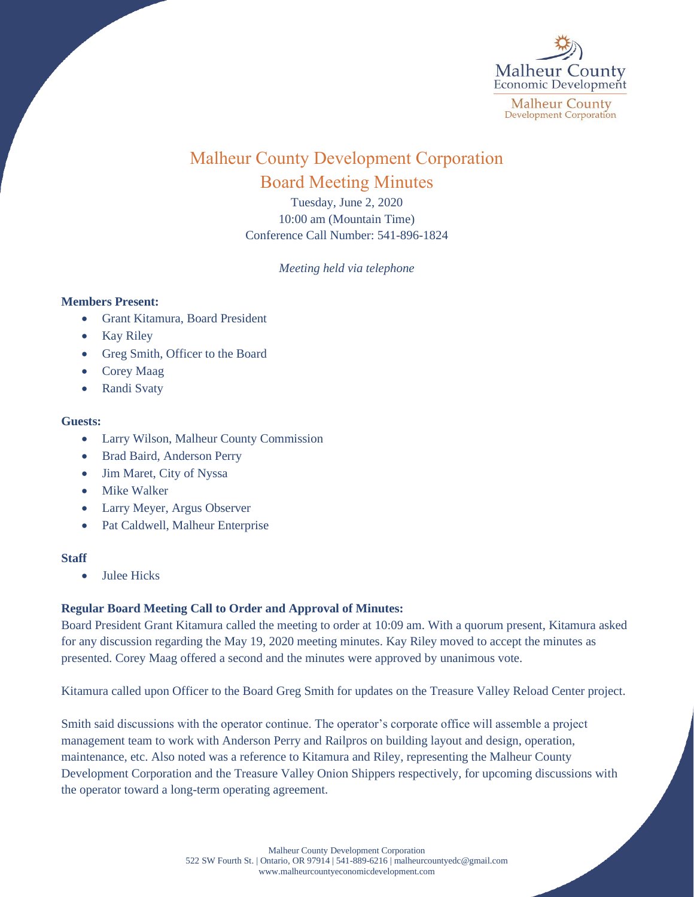# Malheur County Development Corporation

## Board Meeting Minutes

Tuesday, June 2, 2020
10:00 am (Mountain Time)
Conference Call Number: 541-896-1824

*Meeting held via telephone*

**Members Present:**

- Grant Kitamura, Board President
- Kay Riley
- Greg Smith, Officer to the Board
- Corey Maag
- Randi Svaty

**Guests:**

- Larry Wilson, Malheur County Commission
- Brad Baird, Anderson Perry
- Jim Maret, City of Nyssa
- Mike Walker
- Larry Meyer, Argus Observer
- Pat Caldwell, Malheur Enterprise

**Staff**

- Julee Hicks

**Regular Board Meeting Call to Order and Approval of Minutes:**

Board President Grant Kitamura called the meeting to order at 10:09 am. With a quorum present, Kitamura asked for any discussion regarding the May 19, 2020 meeting minutes. Kay Riley moved to accept the minutes as presented. Corey Maag offered a second and the minutes were approved by unanimous vote.

Kitamura called upon Officer to the Board Greg Smith for updates on the Treasure Valley Reload Center project.

Smith said discussions with the operator continue. The operator's corporate office will assemble a project management team to work with Anderson Perry and Railpros on building layout and design, operation, maintenance, etc. Also noted was a reference to Kitamura and Riley, representing the Malheur County Development Corporation and the Treasure Valley Onion Shippers respectively, for upcoming discussions with the operator toward a long-term operating agreement.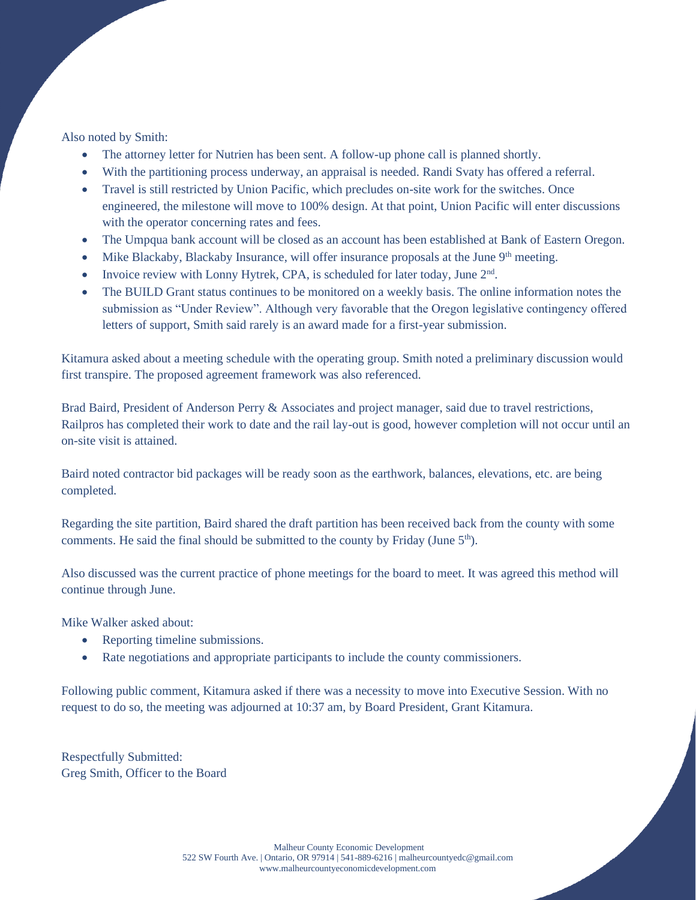Also noted by Smith:

- The attorney letter for Nutrien has been sent. A follow-up phone call is planned shortly.
- With the partitioning process underway, an appraisal is needed. Randi Svaty has offered a referral.
- Travel is still restricted by Union Pacific, which precludes on-site work for the switches. Once engineered, the milestone will move to 100% design. At that point, Union Pacific will enter discussions with the operator concerning rates and fees.
- The Umpqua bank account will be closed as an account has been established at Bank of Eastern Oregon.
- Mike Blackaby, Blackaby Insurance, will offer insurance proposals at the June 9th meeting.
- Invoice review with Lonny Hytrek, CPA, is scheduled for later today, June 2nd.
- The BUILD Grant status continues to be monitored on a weekly basis. The online information notes the submission as "Under Review". Although very favorable that the Oregon legislative contingency offered letters of support, Smith said rarely is an award made for a first-year submission.

Kitamura asked about a meeting schedule with the operating group. Smith noted a preliminary discussion would first transpire. The proposed agreement framework was also referenced.

Brad Baird, President of Anderson Perry & Associates and project manager, said due to travel restrictions, Railpros has completed their work to date and the rail lay-out is good, however completion will not occur until an on-site visit is attained.

Baird noted contractor bid packages will be ready soon as the earthwork, balances, elevations, etc. are being completed.

Regarding the site partition, Baird shared the draft partition has been received back from the county with some comments. He said the final should be submitted to the county by Friday (June 5th).

Also discussed was the current practice of phone meetings for the board to meet. It was agreed this method will continue through June.

Mike Walker asked about:

- Reporting timeline submissions.
- Rate negotiations and appropriate participants to include the county commissioners.

Following public comment, Kitamura asked if there was a necessity to move into Executive Session. With no request to do so, the meeting was adjourned at 10:37 am, by Board President, Grant Kitamura.

Respectfully Submitted:
Greg Smith, Officer to the Board